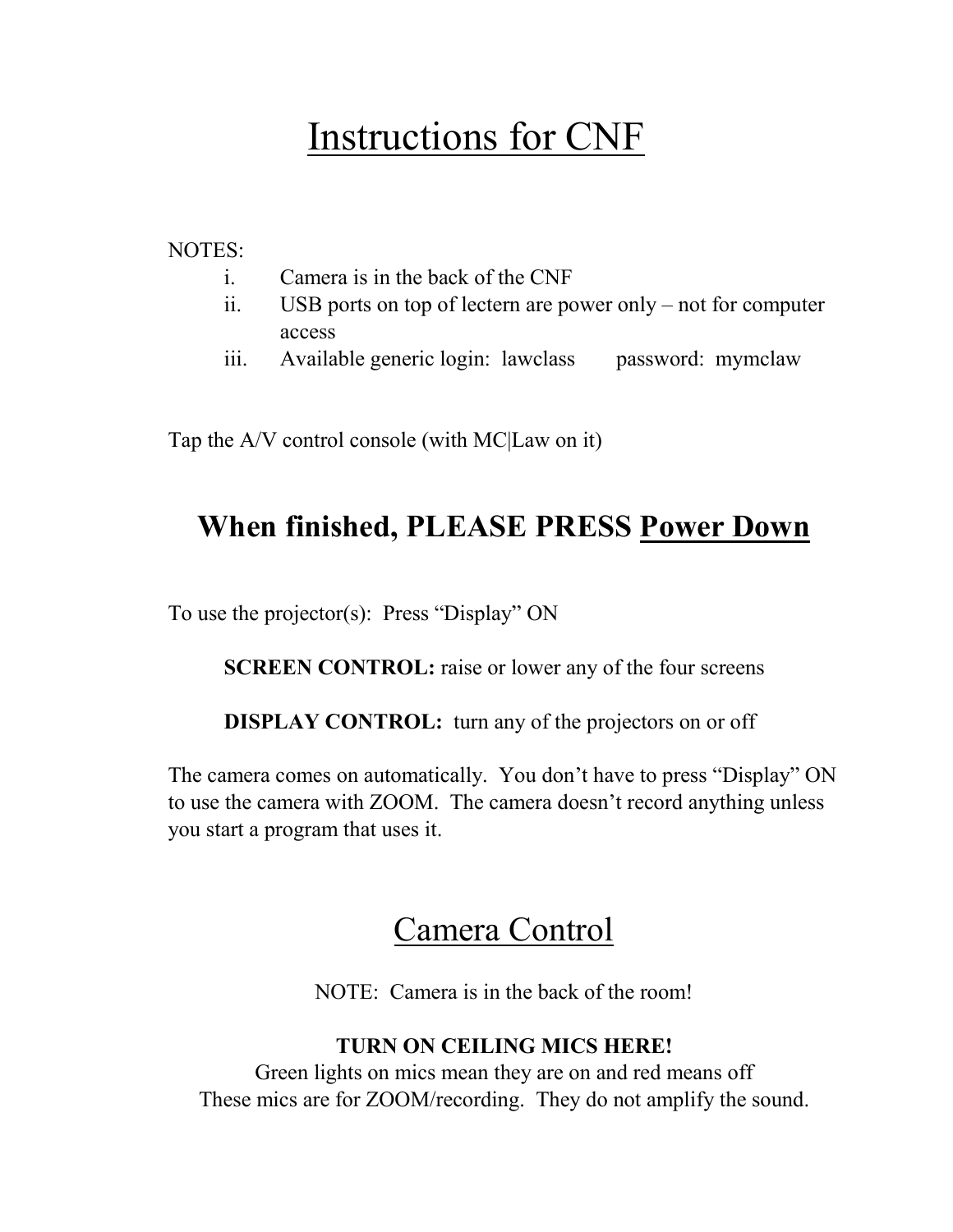# Instructions for CNF

NOTES:

i. Camera is in the back of the CNF
ii. USB ports on top of lectern are power only – not for computer access
iii. Available generic login: lawclass password: mymclaw

Tap the A/V control console (with MC|Law on it)

## When finished, PLEASE PRESS Power Down

To use the projector(s): Press "Display" ON

**SCREEN CONTROL:** raise or lower any of the four screens

**DISPLAY CONTROL:** turn any of the projectors on or off

The camera comes on automatically. You don't have to press "Display" ON to use the camera with ZOOM. The camera doesn't record anything unless you start a program that uses it.

# Camera Control

NOTE: Camera is in the back of the room!

**TURN ON CEILING MICS HERE!**

Green lights on mics mean they are on and red means off

These mics are for ZOOM/recording. They do not amplify the sound.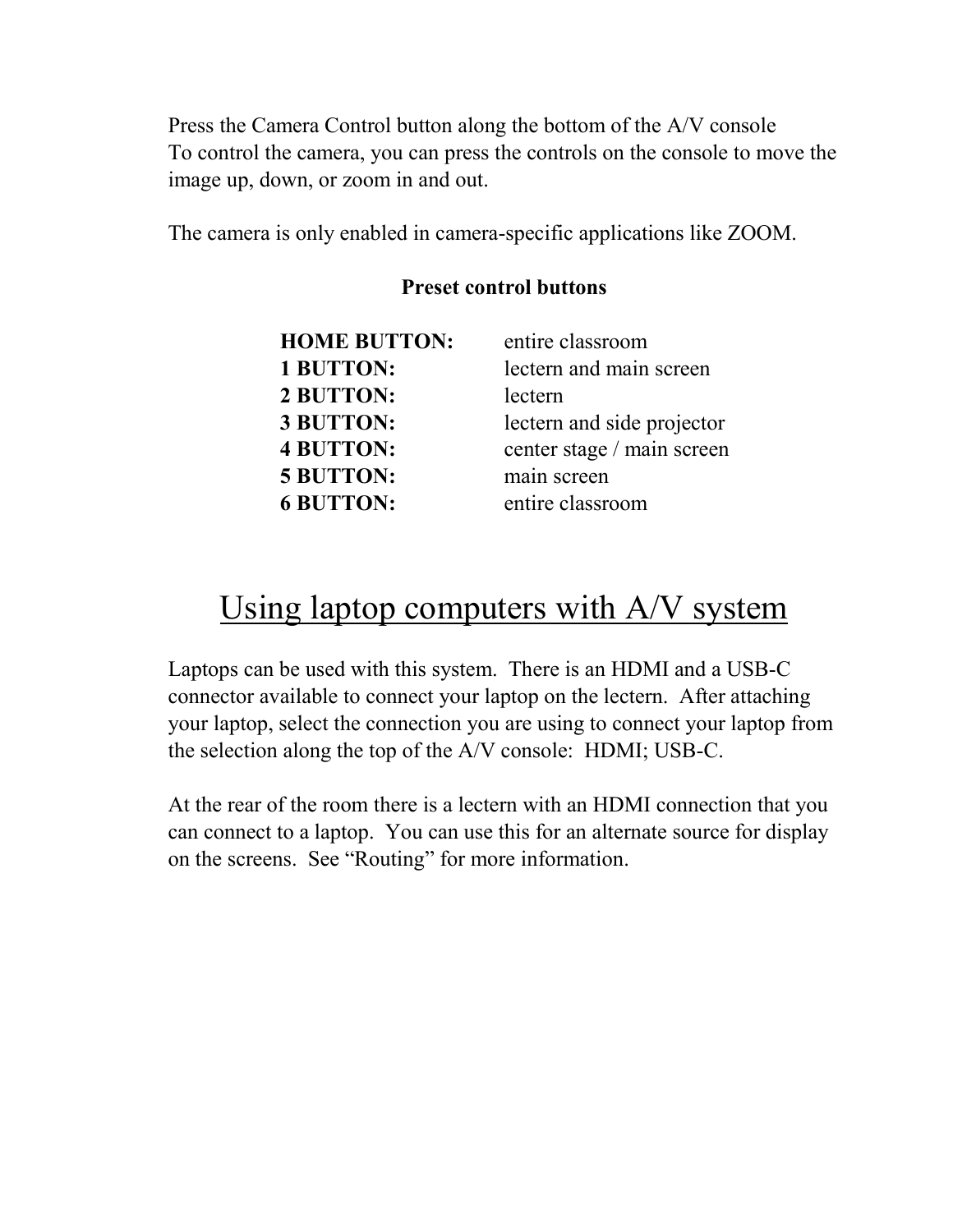Press the Camera Control button along the bottom of the A/V console
To control the camera, you can press the controls on the console to move the image up, down, or zoom in and out.

The camera is only enabled in camera-specific applications like ZOOM.

**Preset control buttons**

| | |
|---|---|
| **HOME BUTTON:** | entire classroom |
| **1 BUTTON:** | lectern and main screen |
| **2 BUTTON:** | lectern |
| **3 BUTTON:** | lectern and side projector |
| **4 BUTTON:** | center stage / main screen |
| **5 BUTTON:** | main screen |
| **6 BUTTON:** | entire classroom |

# Using laptop computers with A/V system

Laptops can be used with this system. There is an HDMI and a USB-C connector available to connect your laptop on the lectern. After attaching your laptop, select the connection you are using to connect your laptop from the selection along the top of the A/V console: HDMI; USB-C.

At the rear of the room there is a lectern with an HDMI connection that you can connect to a laptop. You can use this for an alternate source for display on the screens. See "Routing" for more information.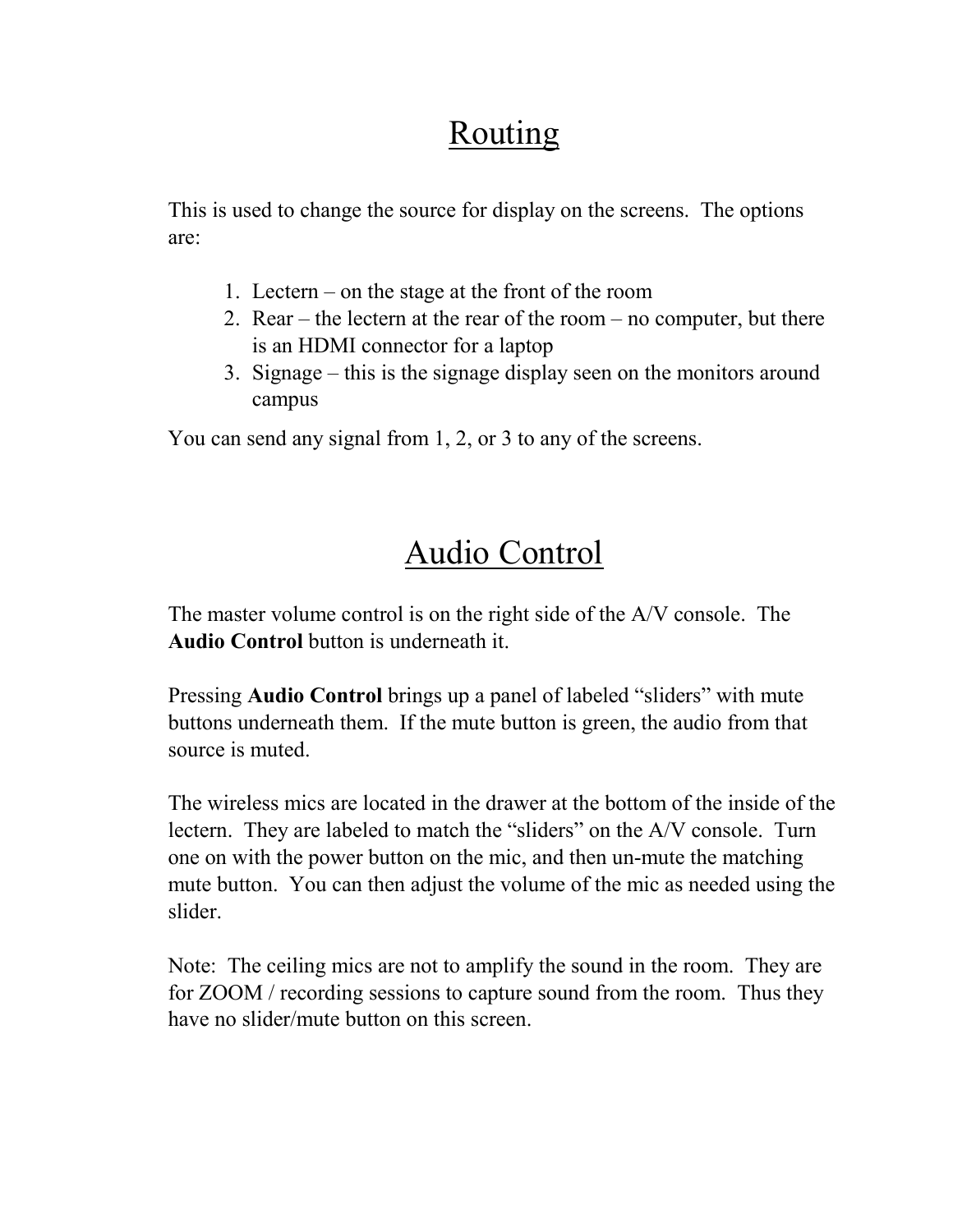# Routing

This is used to change the source for display on the screens. The options are:

1. Lectern – on the stage at the front of the room
2. Rear – the lectern at the rear of the room – no computer, but there is an HDMI connector for a laptop
3. Signage – this is the signage display seen on the monitors around campus

You can send any signal from 1, 2, or 3 to any of the screens.

# Audio Control

The master volume control is on the right side of the A/V console. The **Audio Control** button is underneath it.

Pressing **Audio Control** brings up a panel of labeled "sliders" with mute buttons underneath them. If the mute button is green, the audio from that source is muted.

The wireless mics are located in the drawer at the bottom of the inside of the lectern. They are labeled to match the "sliders" on the A/V console. Turn one on with the power button on the mic, and then un-mute the matching mute button. You can then adjust the volume of the mic as needed using the slider.

Note: The ceiling mics are not to amplify the sound in the room. They are for ZOOM / recording sessions to capture sound from the room. Thus they have no slider/mute button on this screen.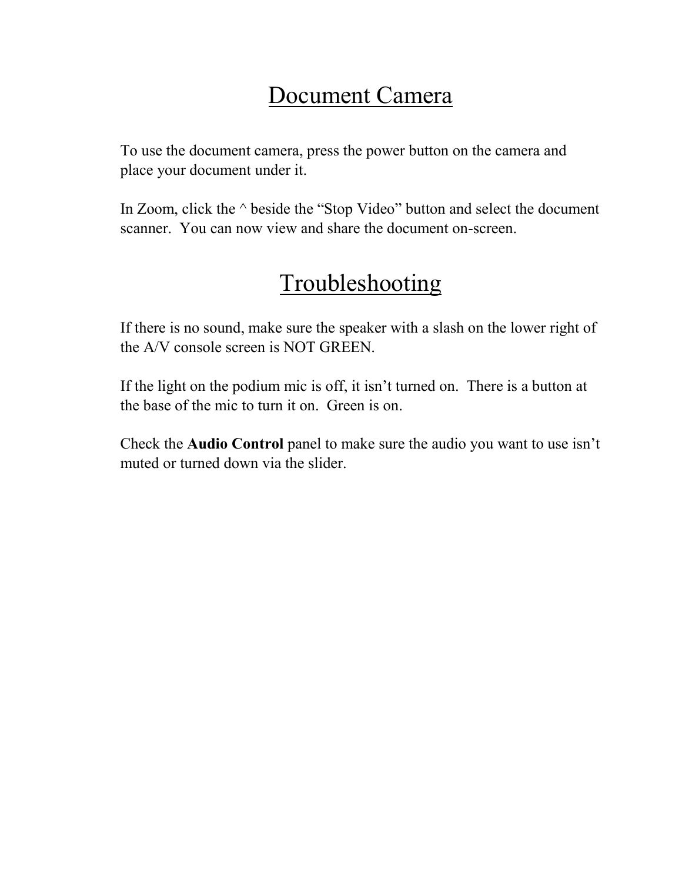# Document Camera

To use the document camera, press the power button on the camera and place your document under it.

In Zoom, click the ^ beside the "Stop Video" button and select the document scanner. You can now view and share the document on-screen.

# Troubleshooting

If there is no sound, make sure the speaker with a slash on the lower right of the A/V console screen is NOT GREEN.

If the light on the podium mic is off, it isn't turned on. There is a button at the base of the mic to turn it on. Green is on.

Check the **Audio Control** panel to make sure the audio you want to use isn't muted or turned down via the slider.